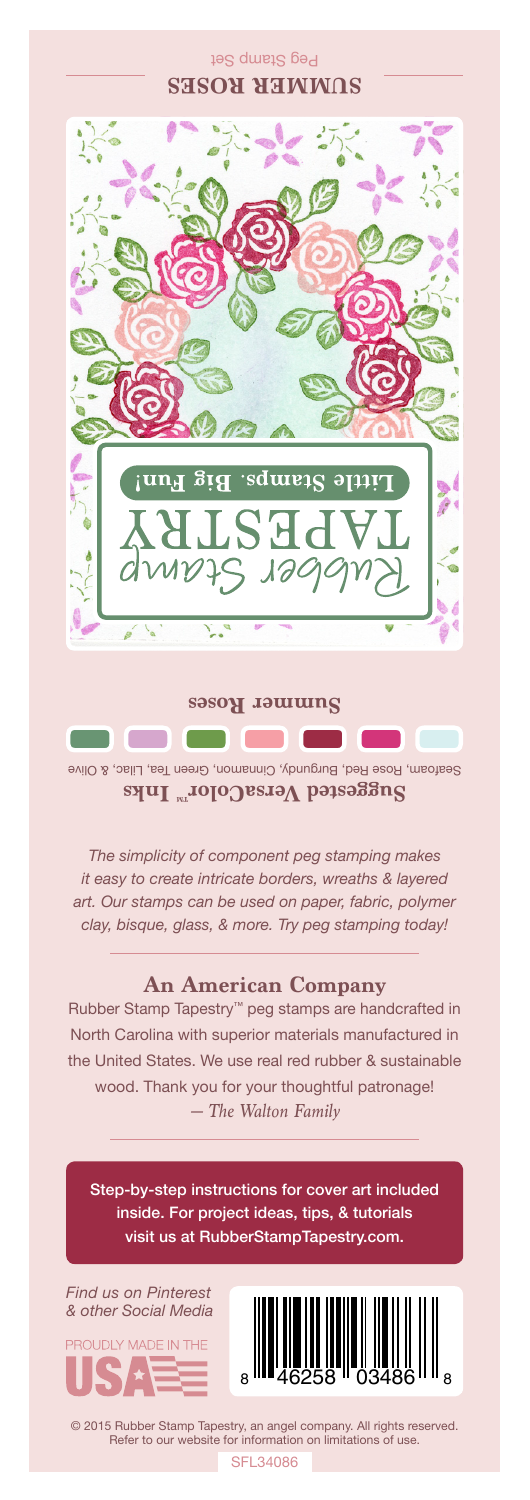## SUMMER ROSES

Peg Stamp Set

Rubber Stamp TAPESTRY

**Little Stamps. Big Fun!**

**Summer Roses**

**Suggested VersaColor™ Inks**

Seafoam, Rose Red, Burgundy, Cinnamon, Green Tea, Lilac, & Olive

*The simplicity of component peg stamping makes it easy to create intricate borders, wreaths & layered art. Our stamps can be used on paper, fabric, polymer clay, bisque, glass, & more. Try peg stamping today!*

### An American Company

Rubber Stamp Tapestry™ peg stamps are handcrafted in North Carolina with superior materials manufactured in the United States. We use real red rubber & sustainable wood. Thank you for your thoughtful patronage!

*— The Walton Family*

Step-by-step instructions for cover art included inside. For project ideas, tips, & tutorials visit us at RubberStampTapestry.com.

*Find us on Pinterest & other Social Media*

PROUDLY MADE IN THE USA

8 46258 03486 8

© 2015 Rubber Stamp Tapestry, an angel company. All rights reserved. Refer to our website for information on limitations of use.

SFL34086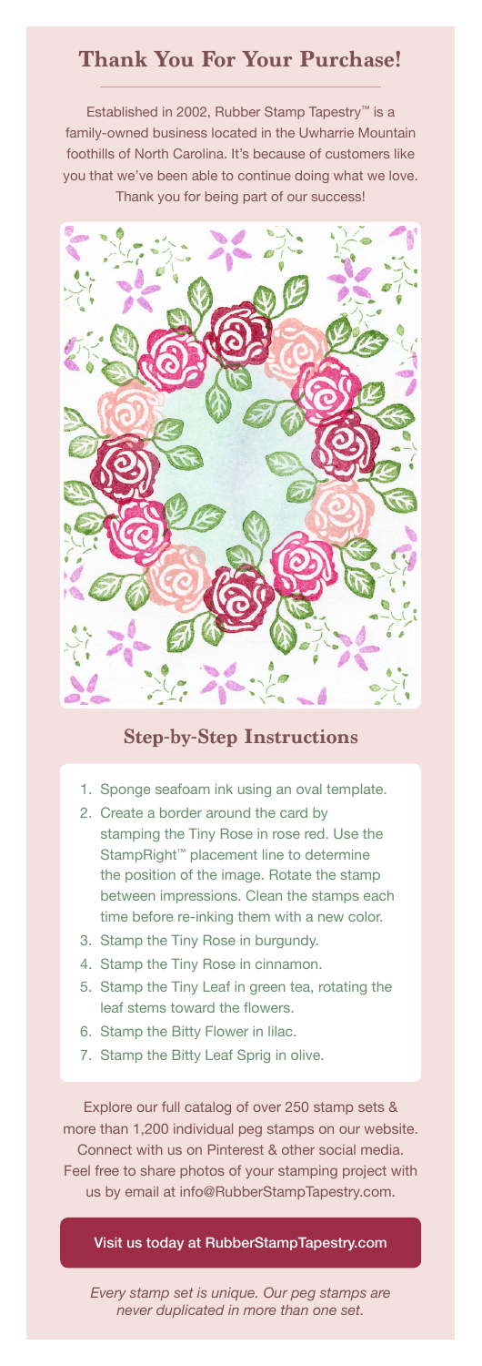## Thank You For Your Purchase!

Established in 2002, Rubber Stamp Tapestry™ is a family-owned business located in the Uwharrie Mountain foothills of North Carolina. It's because of customers like you that we've been able to continue doing what we love. Thank you for being part of our success!

### Step-by-Step Instructions

1. Sponge seafoam ink using an oval template.
2. Create a border around the card by stamping the Tiny Rose in rose red. Use the StampRight™ placement line to determine the position of the image. Rotate the stamp between impressions. Clean the stamps each time before re-inking them with a new color.
3. Stamp the Tiny Rose in burgundy.
4. Stamp the Tiny Rose in cinnamon.
5. Stamp the Tiny Leaf in green tea, rotating the leaf stems toward the flowers.
6. Stamp the Bitty Flower in lilac.
7. Stamp the Bitty Leaf Sprig in olive.

Explore our full catalog of over 250 stamp sets & more than 1,200 individual peg stamps on our website. Connect with us on Pinterest & other social media. Feel free to share photos of your stamping project with us by email at info@RubberStampTapestry.com.

Visit us today at RubberStampTapestry.com

*Every stamp set is unique. Our peg stamps are never duplicated in more than one set.*